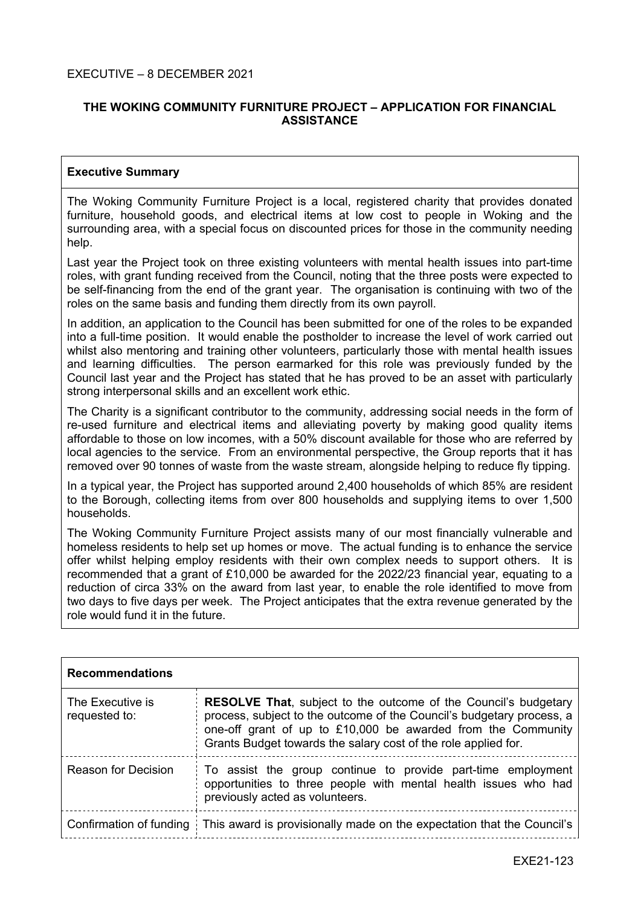EXECUTIVE – 8 DECEMBER 2021

## THE WOKING COMMUNITY FURNITURE PROJECT – APPLICATION FOR FINANCIAL ASSISTANCE

### Executive Summary

The Woking Community Furniture Project is a local, registered charity that provides donated furniture, household goods, and electrical items at low cost to people in Woking and the surrounding area, with a special focus on discounted prices for those in the community needing help.

Last year the Project took on three existing volunteers with mental health issues into part-time roles, with grant funding received from the Council, noting that the three posts were expected to be self-financing from the end of the grant year. The organisation is continuing with two of the roles on the same basis and funding them directly from its own payroll.

In addition, an application to the Council has been submitted for one of the roles to be expanded into a full-time position. It would enable the postholder to increase the level of work carried out whilst also mentoring and training other volunteers, particularly those with mental health issues and learning difficulties. The person earmarked for this role was previously funded by the Council last year and the Project has stated that he has proved to be an asset with particularly strong interpersonal skills and an excellent work ethic.

The Charity is a significant contributor to the community, addressing social needs in the form of re-used furniture and electrical items and alleviating poverty by making good quality items affordable to those on low incomes, with a 50% discount available for those who are referred by local agencies to the service. From an environmental perspective, the Group reports that it has removed over 90 tonnes of waste from the waste stream, alongside helping to reduce fly tipping.

In a typical year, the Project has supported around 2,400 households of which 85% are resident to the Borough, collecting items from over 800 households and supplying items to over 1,500 households.

The Woking Community Furniture Project assists many of our most financially vulnerable and homeless residents to help set up homes or move. The actual funding is to enhance the service offer whilst helping employ residents with their own complex needs to support others. It is recommended that a grant of £10,000 be awarded for the 2022/23 financial year, equating to a reduction of circa 33% on the award from last year, to enable the role identified to move from two days to five days per week. The Project anticipates that the extra revenue generated by the role would fund it in the future.

### Recommendations

| | |
|---|---|
| The Executive is requested to: | **RESOLVE That**, subject to the outcome of the Council's budgetary process, subject to the outcome of the Council's budgetary process, a one-off grant of up to £10,000 be awarded from the Community Grants Budget towards the salary cost of the role applied for. |
| Reason for Decision | To assist the group continue to provide part-time employment opportunities to three people with mental health issues who had previously acted as volunteers. |
| Confirmation of funding | This award is provisionally made on the expectation that the Council's |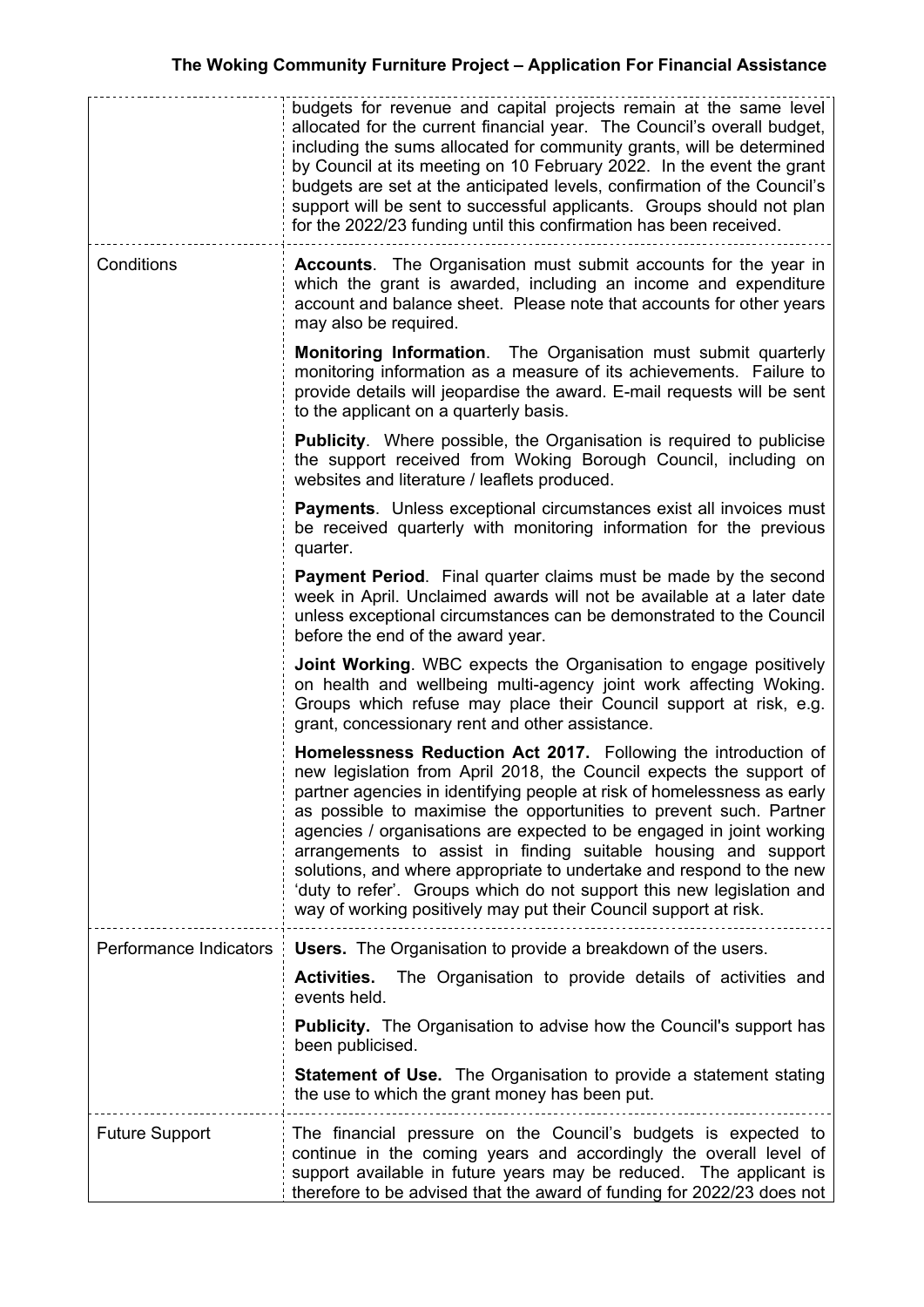| | |
|---|---|
| | budgets for revenue and capital projects remain at the same level allocated for the current financial year. The Council's overall budget, including the sums allocated for community grants, will be determined by Council at its meeting on 10 February 2022. In the event the grant budgets are set at the anticipated levels, confirmation of the Council's support will be sent to successful applicants. Groups should not plan for the 2022/23 funding until this confirmation has been received. |
| Conditions | **Accounts**. The Organisation must submit accounts for the year in which the grant is awarded, including an income and expenditure account and balance sheet. Please note that accounts for other years may also be required.<br><br>**Monitoring Information**. The Organisation must submit quarterly monitoring information as a measure of its achievements. Failure to provide details will jeopardise the award. E-mail requests will be sent to the applicant on a quarterly basis.<br><br>**Publicity**. Where possible, the Organisation is required to publicise the support received from Woking Borough Council, including on websites and literature / leaflets produced.<br><br>**Payments**. Unless exceptional circumstances exist all invoices must be received quarterly with monitoring information for the previous quarter.<br><br>**Payment Period**. Final quarter claims must be made by the second week in April. Unclaimed awards will not be available at a later date unless exceptional circumstances can be demonstrated to the Council before the end of the award year.<br><br>**Joint Working**. WBC expects the Organisation to engage positively on health and wellbeing multi-agency joint work affecting Woking. Groups which refuse may place their Council support at risk, e.g. grant, concessionary rent and other assistance.<br><br>**Homelessness Reduction Act 2017.** Following the introduction of new legislation from April 2018, the Council expects the support of partner agencies in identifying people at risk of homelessness as early as possible to maximise the opportunities to prevent such. Partner agencies / organisations are expected to be engaged in joint working arrangements to assist in finding suitable housing and support solutions, and where appropriate to undertake and respond to the new 'duty to refer'. Groups which do not support this new legislation and way of working positively may put their Council support at risk. |
| Performance Indicators | **Users.** The Organisation to provide a breakdown of the users.<br><br>**Activities.** The Organisation to provide details of activities and events held.<br><br>**Publicity.** The Organisation to advise how the Council's support has been publicised.<br><br>**Statement of Use.** The Organisation to provide a statement stating the use to which the grant money has been put. |
| Future Support | The financial pressure on the Council's budgets is expected to continue in the coming years and accordingly the overall level of support available in future years may be reduced. The applicant is therefore to be advised that the award of funding for 2022/23 does not |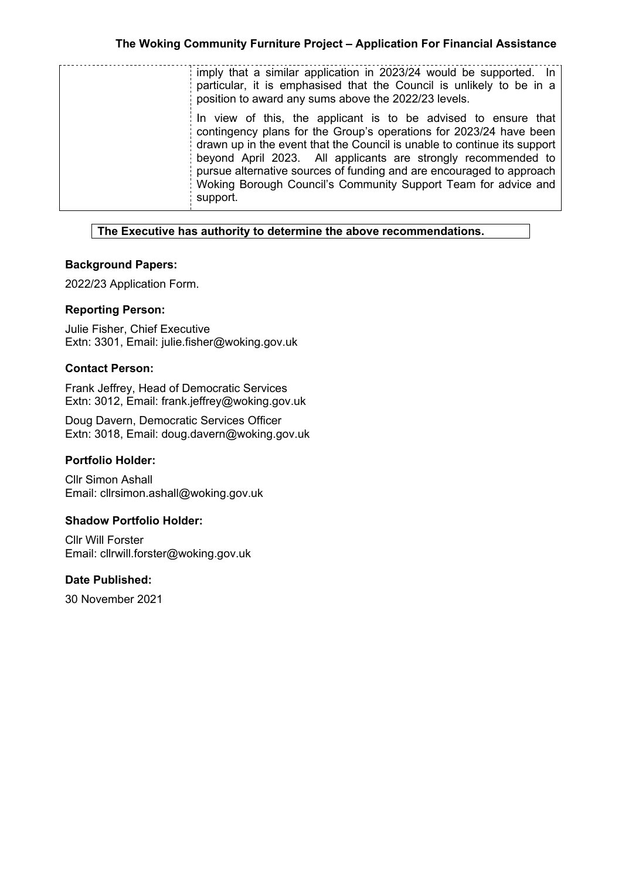| | imply that a similar application in 2023/24 would be supported. In particular, it is emphasised that the Council is unlikely to be in a position to award any sums above the 2022/23 levels.<br><br>In view of this, the applicant is to be advised to ensure that contingency plans for the Group's operations for 2023/24 have been drawn up in the event that the Council is unable to continue its support beyond April 2023. All applicants are strongly recommended to pursue alternative sources of funding and are encouraged to approach Woking Borough Council's Community Support Team for advice and support. |
|---|---|

**The Executive has authority to determine the above recommendations.**

### Background Papers:

2022/23 Application Form.

### Reporting Person:

Julie Fisher, Chief Executive
Extn: 3301, Email: julie.fisher@woking.gov.uk

### Contact Person:

Frank Jeffrey, Head of Democratic Services
Extn: 3012, Email: frank.jeffrey@woking.gov.uk

Doug Davern, Democratic Services Officer
Extn: 3018, Email: doug.davern@woking.gov.uk

### Portfolio Holder:

Cllr Simon Ashall
Email: cllrsimon.ashall@woking.gov.uk

### Shadow Portfolio Holder:

Cllr Will Forster
Email: cllrwill.forster@woking.gov.uk

### Date Published:

30 November 2021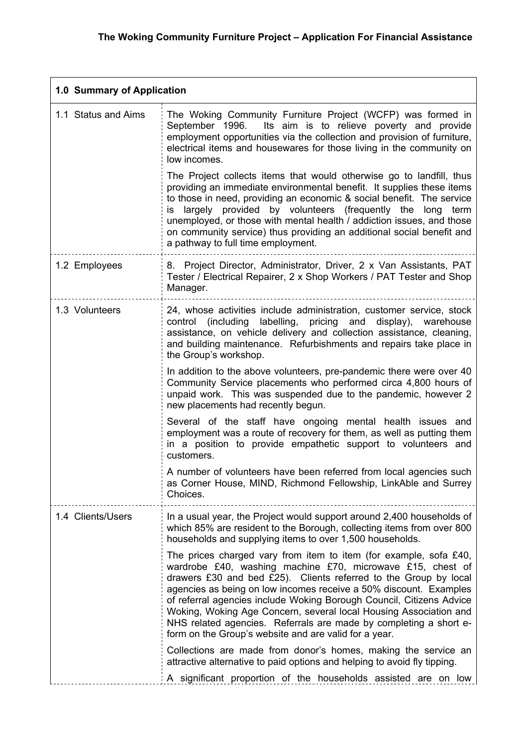## The Woking Community Furniture Project – Application For Financial Assistance

| 1.0 Summary of Application | |
|---|---|
| 1.1 Status and Aims | The Woking Community Furniture Project (WCFP) was formed in September 1996. Its aim is to relieve poverty and provide employment opportunities via the collection and provision of furniture, electrical items and housewares for those living in the community on low incomes.<br><br>The Project collects items that would otherwise go to landfill, thus providing an immediate environmental benefit. It supplies these items to those in need, providing an economic & social benefit. The service is largely provided by volunteers (frequently the long term unemployed, or those with mental health / addiction issues, and those on community service) thus providing an additional social benefit and a pathway to full time employment. |
| 1.2 Employees | 8. Project Director, Administrator, Driver, 2 x Van Assistants, PAT Tester / Electrical Repairer, 2 x Shop Workers / PAT Tester and Shop Manager. |
| 1.3 Volunteers | 24, whose activities include administration, customer service, stock control (including labelling, pricing and display), warehouse assistance, on vehicle delivery and collection assistance, cleaning, and building maintenance. Refurbishments and repairs take place in the Group's workshop.<br><br>In addition to the above volunteers, pre-pandemic there were over 40 Community Service placements who performed circa 4,800 hours of unpaid work. This was suspended due to the pandemic, however 2 new placements had recently begun.<br><br>Several of the staff have ongoing mental health issues and employment was a route of recovery for them, as well as putting them in a position to provide empathetic support to volunteers and customers.<br><br>A number of volunteers have been referred from local agencies such as Corner House, MIND, Richmond Fellowship, LinkAble and Surrey Choices. |
| 1.4 Clients/Users | In a usual year, the Project would support around 2,400 households of which 85% are resident to the Borough, collecting items from over 800 households and supplying items to over 1,500 households.<br><br>The prices charged vary from item to item (for example, sofa £40, wardrobe £40, washing machine £70, microwave £15, chest of drawers £30 and bed £25). Clients referred to the Group by local agencies as being on low incomes receive a 50% discount. Examples of referral agencies include Woking Borough Council, Citizens Advice Woking, Woking Age Concern, several local Housing Association and NHS related agencies. Referrals are made by completing a short e-form on the Group's website and are valid for a year.<br><br>Collections are made from donor's homes, making the service an attractive alternative to paid options and helping to avoid fly tipping.<br><br>A significant proportion of the households assisted are on low |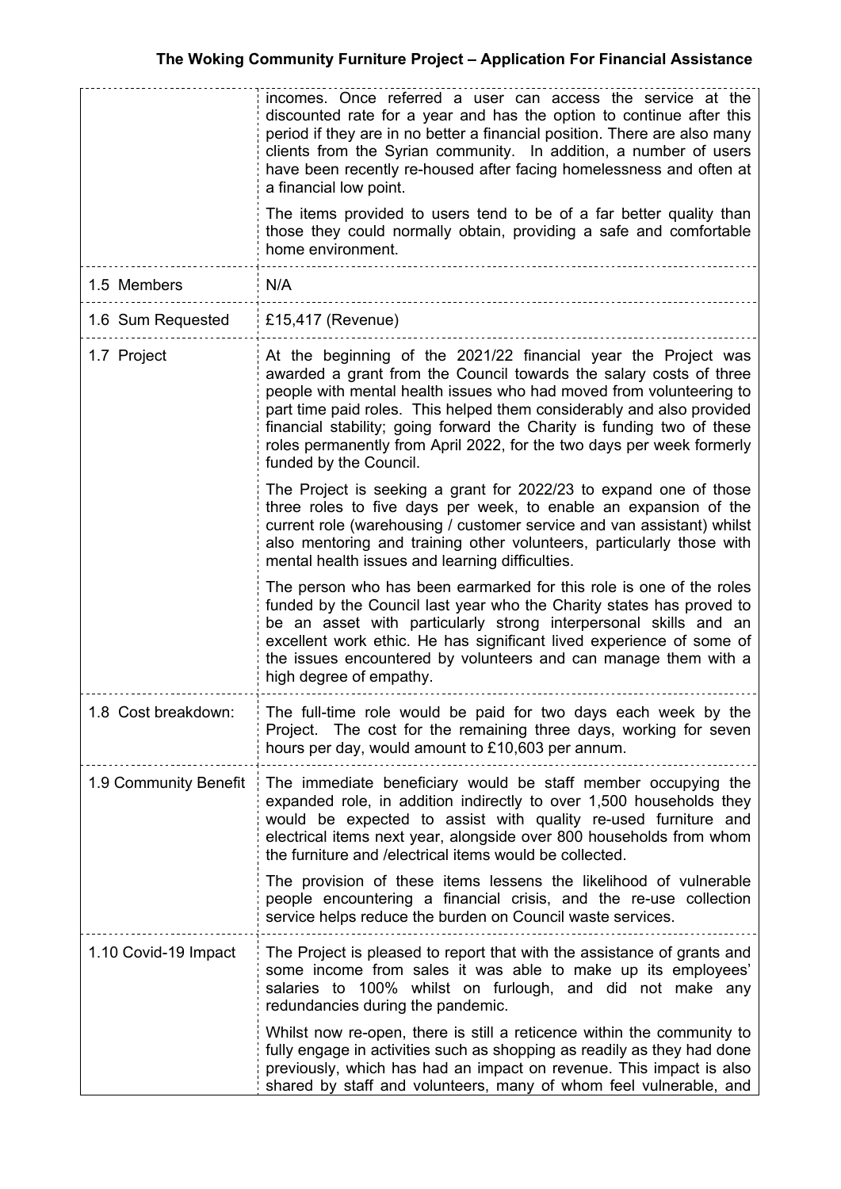| | |
|---|---|
| | incomes. Once referred a user can access the service at the discounted rate for a year and has the option to continue after this period if they are in no better a financial position. There are also many clients from the Syrian community. In addition, a number of users have been recently re-housed after facing homelessness and often at a financial low point.<br><br>The items provided to users tend to be of a far better quality than those they could normally obtain, providing a safe and comfortable home environment. |
| 1.5 Members | N/A |
| 1.6 Sum Requested | £15,417 (Revenue) |
| 1.7 Project | At the beginning of the 2021/22 financial year the Project was awarded a grant from the Council towards the salary costs of three people with mental health issues who had moved from volunteering to part time paid roles. This helped them considerably and also provided financial stability; going forward the Charity is funding two of these roles permanently from April 2022, for the two days per week formerly funded by the Council.<br><br>The Project is seeking a grant for 2022/23 to expand one of those three roles to five days per week, to enable an expansion of the current role (warehousing / customer service and van assistant) whilst also mentoring and training other volunteers, particularly those with mental health issues and learning difficulties.<br><br>The person who has been earmarked for this role is one of the roles funded by the Council last year who the Charity states has proved to be an asset with particularly strong interpersonal skills and an excellent work ethic. He has significant lived experience of some of the issues encountered by volunteers and can manage them with a high degree of empathy. |
| 1.8 Cost breakdown: | The full-time role would be paid for two days each week by the Project. The cost for the remaining three days, working for seven hours per day, would amount to £10,603 per annum. |
| 1.9 Community Benefit | The immediate beneficiary would be staff member occupying the expanded role, in addition indirectly to over 1,500 households they would be expected to assist with quality re-used furniture and electrical items next year, alongside over 800 households from whom the furniture and /electrical items would be collected.<br><br>The provision of these items lessens the likelihood of vulnerable people encountering a financial crisis, and the re-use collection service helps reduce the burden on Council waste services. |
| 1.10 Covid-19 Impact | The Project is pleased to report that with the assistance of grants and some income from sales it was able to make up its employees' salaries to 100% whilst on furlough, and did not make any redundancies during the pandemic.<br><br>Whilst now re-open, there is still a reticence within the community to fully engage in activities such as shopping as readily as they had done previously, which has had an impact on revenue. This impact is also shared by staff and volunteers, many of whom feel vulnerable, and |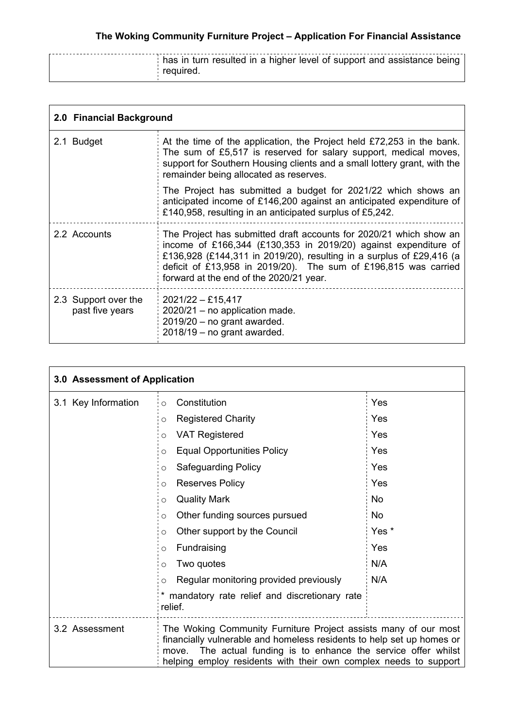| | has in turn resulted in a higher level of support and assistance being required. |
|---|---|

| **2.0 Financial Background** | |
|---|---|
| 2.1 Budget | At the time of the application, the Project held £72,253 in the bank. The sum of £5,517 is reserved for salary support, medical moves, support for Southern Housing clients and a small lottery grant, with the remainder being allocated as reserves.<br><br>The Project has submitted a budget for 2021/22 which shows an anticipated income of £146,200 against an anticipated expenditure of £140,958, resulting in an anticipated surplus of £5,242. |
| 2.2 Accounts | The Project has submitted draft accounts for 2020/21 which show an income of £166,344 (£130,353 in 2019/20) against expenditure of £136,928 (£144,311 in 2019/20), resulting in a surplus of £29,416 (a deficit of £13,958 in 2019/20). The sum of £196,815 was carried forward at the end of the 2020/21 year. |
| 2.3 Support over the past five years | 2021/22 – £15,417<br>2020/21 – no application made.<br>2019/20 – no grant awarded.<br>2018/19 – no grant awarded. |

| **3.0 Assessment of Application** | | |
|---|---|---|
| 3.1 Key Information | Constitution | Yes |
| | Registered Charity | Yes |
| | VAT Registered | Yes |
| | Equal Opportunities Policy | Yes |
| | Safeguarding Policy | Yes |
| | Reserves Policy | Yes |
| | Quality Mark | No |
| | Other funding sources pursued | No |
| | Other support by the Council | Yes * |
| | Fundraising | Yes |
| | Two quotes | N/A |
| | Regular monitoring provided previously | N/A |
| | * mandatory rate relief and discretionary rate relief. | |
| 3.2 Assessment | The Woking Community Furniture Project assists many of our most financially vulnerable and homeless residents to help set up homes or move. The actual funding is to enhance the service offer whilst helping employ residents with their own complex needs to support | |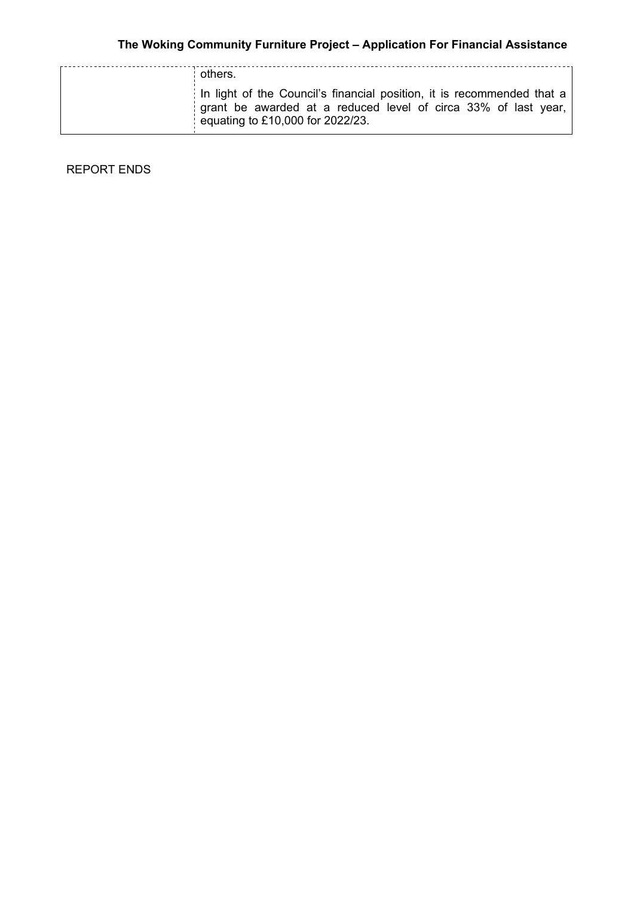| | |
|---|---|
| | others.<br>In light of the Council's financial position, it is recommended that a grant be awarded at a reduced level of circa 33% of last year, equating to £10,000 for 2022/23. |

REPORT ENDS